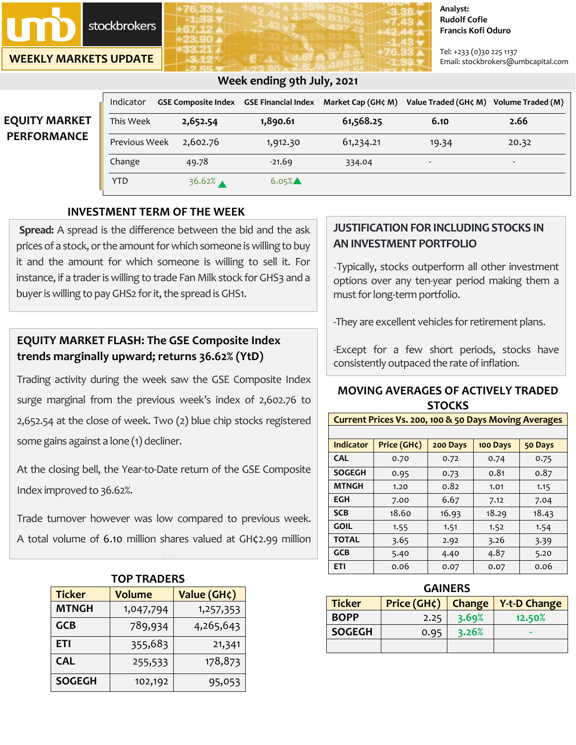umb stockbrokers

WEEKLY MARKETS UPDATE

Analyst:
Rudolf Cofie
Francis Kofi Oduro

Tel: +233 (0)30 225 1137
Email: stockbrokers@umbcapital.com

## Week ending 9th July, 2021

## EQUITY MARKET PERFORMANCE

| Indicator | GSE Composite Index | GSE Financial Index | Market Cap (GH¢ M) | Value Traded (GH¢ M) | Volume Traded (M) |
|---|---|---|---|---|---|
| This Week | **2,652.54** | **1,890.61** | **61,568.25** | **6.10** | **2.66** |
| Previous Week | 2,602.76 | 1,912.30 | 61,234.21 | 19.34 | 20.32 |
| Change | 49.78 | -21.69 | 334.04 | - | - |
| YTD | 36.62% ▲ | 6.05% ▲ | | | |

## INVESTMENT TERM OF THE WEEK

**Spread:** A spread is the difference between the bid and the ask prices of a stock, or the amount for which someone is willing to buy it and the amount for which someone is willing to sell it. For instance, if a trader is willing to trade Fan Milk stock for GHS3 and a buyer is willing to pay GHS2 for it, the spread is GHS1.

## EQUITY MARKET FLASH: The GSE Composite Index trends marginally upward; returns 36.62% (YtD)

Trading activity during the week saw the GSE Composite Index surge marginal from the previous week's index of 2,602.76 to 2,652.54 at the close of week. Two (2) blue chip stocks registered some gains against a lone (1) decliner.

At the closing bell, the Year-to-Date return of the GSE Composite Index improved to 36.62%.

Trade turnover however was low compared to previous week. A total volume of 6.10 million shares valued at GH¢2.99 million

## TOP TRADERS

| Ticker | Volume | Value (GH¢) |
|---|---|---|
| MTNGH | 1,047,794 | 1,257,353 |
| GCB | 789,934 | 4,265,643 |
| ETI | 355,683 | 21,341 |
| CAL | 255,533 | 178,873 |
| SOGEGH | 102,192 | 95,053 |

## JUSTIFICATION FOR INCLUDING STOCKS IN AN INVESTMENT PORTFOLIO

-Typically, stocks outperform all other investment options over any ten-year period making them a must for long-term portfolio.

-They are excellent vehicles for retirement plans.

-Except for a few short periods, stocks have consistently outpaced the rate of inflation.

## MOVING AVERAGES OF ACTIVELY TRADED STOCKS

Current Prices Vs. 200, 100 & 50 Days Moving Averages

| Indicator | Price (GH¢) | 200 Days | 100 Days | 50 Days |
|---|---|---|---|---|
| CAL | 0.70 | 0.72 | 0.74 | 0.75 |
| SOGEGH | 0.95 | 0.73 | 0.81 | 0.87 |
| MTNGH | 1.20 | 0.82 | 1.01 | 1.15 |
| EGH | 7.00 | 6.67 | 7.12 | 7.04 |
| SCB | 18.60 | 16.93 | 18.29 | 18.43 |
| GOIL | 1.55 | 1.51 | 1.52 | 1.54 |
| TOTAL | 3.65 | 2.92 | 3.26 | 3.39 |
| GCB | 5.40 | 4.40 | 4.87 | 5.20 |
| ETI | 0.06 | 0.07 | 0.07 | 0.06 |

## GAINERS

| Ticker | Price (GH¢) | Change | Y-t-D Change |
|---|---|---|---|
| BOPP | 2.25 | 3.69% | 12.50% |
| SOGEGH | 0.95 | 3.26% | - |
| | | | |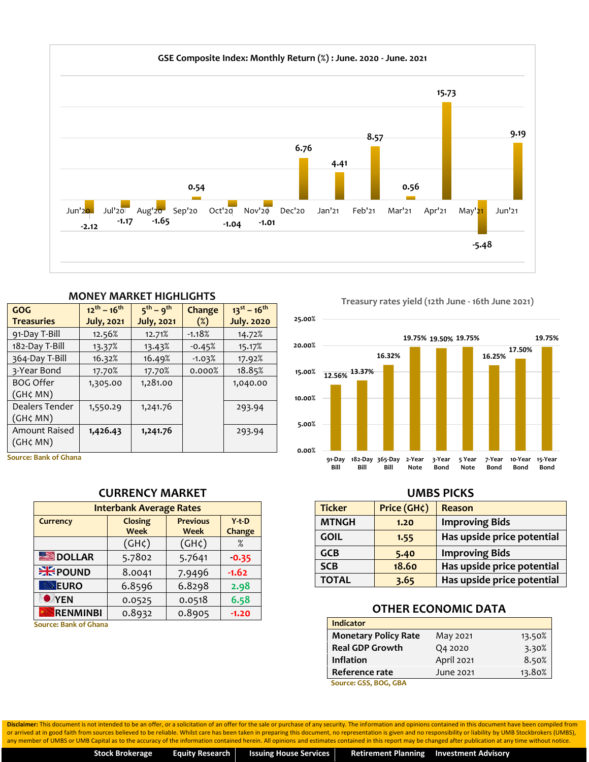## GSE Composite Index: Monthly Return (%) : June. 2020 - June. 2021

Jun'20 -2.12
Jul'20 -1.17
Aug'20 -1.65
Sep'20 0.54
Oct'20 -1.04
Nov'20 -1.01
Dec'20 6.76
Jan'21 4.41
Feb'21 8.57
Mar'21 0.56
Apr'21 15.73
May'21 -5.48
Jun'21 9.19

## MONEY MARKET HIGHLIGHTS

| GOG Treasuries | 12th – 16th July, 2021 | 5th – 9th July, 2021 | Change (%) | 13st – 16th July. 2020 |
|---|---|---|---|---|
| 91-Day T-Bill | 12.56% | 12.71% | -1.18% | 14.72% |
| 182-Day T-Bill | 13.37% | 13.43% | -0.45% | 15.17% |
| 364-Day T-Bill | 16.32% | 16.49% | -1.03% | 17.92% |
| 3-Year Bond | 17.70% | 17.70% | 0.000% | 18.85% |
| BOG Offer (GH¢ MN) | 1,305.00 | 1,281.00 | | 1,040.00 |
| Dealers Tender (GH¢ MN) | 1,550.29 | 1,241.76 | | 293.94 |
| Amount Raised (GH¢ MN) | **1,426.43** | **1,241.76** | | 293.94 |

Source: Bank of Ghana

## Treasury rates yield (12th June - 16th June 2021)

25.00%
20.00%
15.00%
10.00%
5.00%
0.00%

91-Day Bill 12.56%
182-Day Bill 13.37%
365-Day Bill 16.32%
2-Year Note 19.75%
3-Year Bond 19.50%
5 Year Note 19.75%
7-Year Bond 16.25%
10-Year Bond 17.50%
15-Year Bond 19.75%

## CURRENCY MARKET

| Interbank Average Rates | | | |
|---|---|---|---|
| Currency | Closing Week | Previous Week | Y-t-D Change |
| | (GH¢) | (GH¢) | % |
| DOLLAR | 5.7802 | 5.7641 | -0.35 |
| POUND | 8.0041 | 7.9496 | -1.62 |
| EURO | 6.8596 | 6.8298 | 2.98 |
| YEN | 0.0525 | 0.0518 | 6.58 |
| RENMINBI | 0.8932 | 0.8905 | -1.20 |

Source: Bank of Ghana

## UMBS PICKS

| Ticker | Price (GH¢) | Reason |
|---|---|---|
| MTNGH | 1.20 | Improving Bids |
| GOIL | 1.55 | Has upside price potential |
| GCB | 5.40 | Improving Bids |
| SCB | 18.60 | Has upside price potential |
| TOTAL | 3.65 | Has upside price potential |

## OTHER ECONOMIC DATA

| Indicator | | |
|---|---|---|
| Monetary Policy Rate | May 2021 | 13.50% |
| Real GDP Growth | Q4 2020 | 3.30% |
| Inflation | April 2021 | 8.50% |
| Reference rate | June 2021 | 13.80% |

Source: GSS, BOG, GBA

**Disclaimer:** This document is not intended to be an offer, or a solicitation of an offer for the sale or purchase of any security. The information and opinions contained in this document have been compiled from or arrived at in good faith from sources believed to be reliable. Whilst care has been taken in preparing this document, no representation is given and no responsibility or liability by UMB Stockbrokers (UMBS), any member of UMBS or UMB Capital as to the accuracy of the information contained herein. All opinions and estimates contained in this report may be changed after publication at any time without notice.

Stock Brokerage | Equity Research | Issuing House Services | Retirement Planning | Investment Advisory